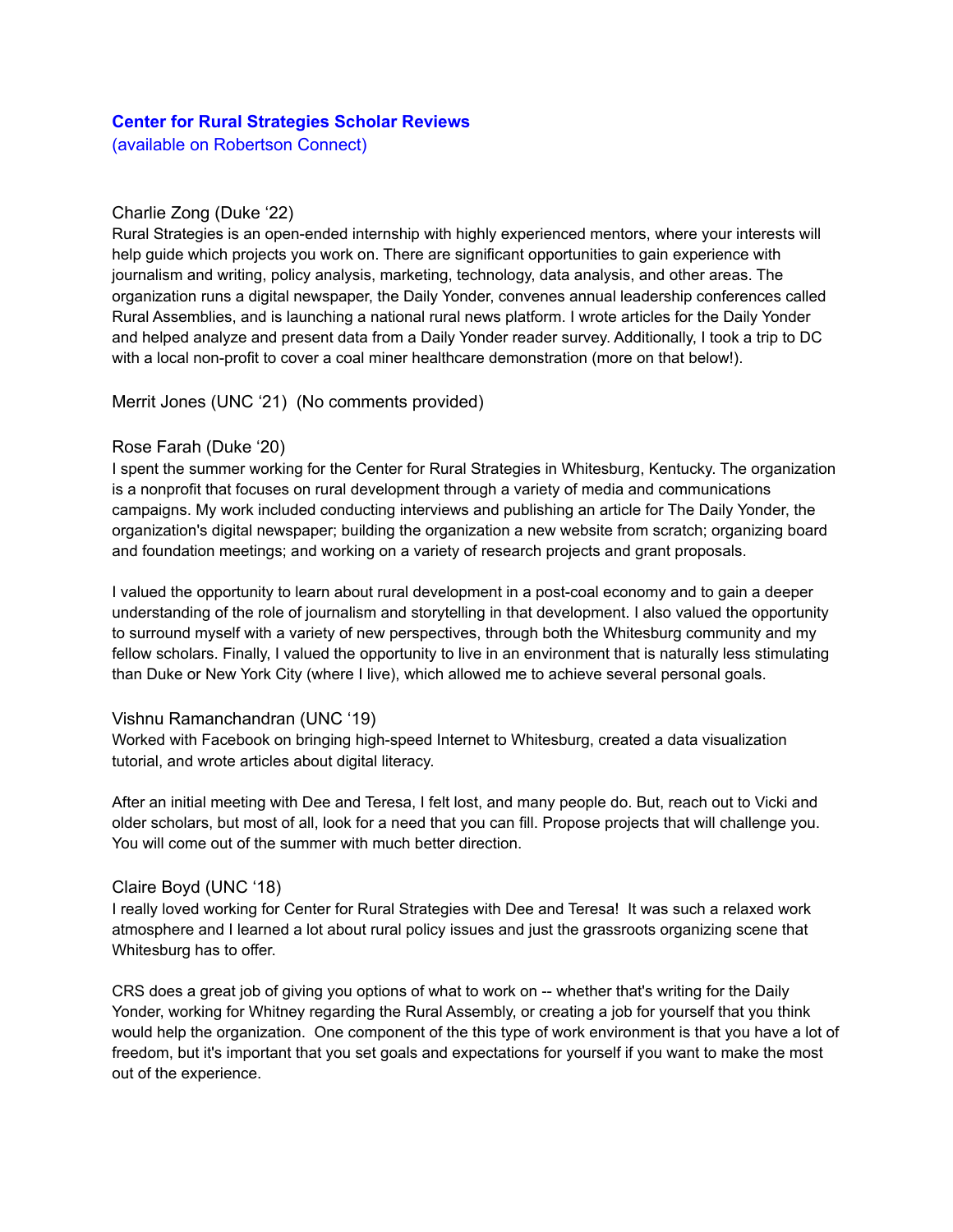# Center for Rural Strategies Scholar Reviews

(available on Robertson Connect)

### Charlie Zong (Duke '22)

Rural Strategies is an open-ended internship with highly experienced mentors, where your interests will help guide which projects you work on. There are significant opportunities to gain experience with journalism and writing, policy analysis, marketing, technology, data analysis, and other areas. The organization runs a digital newspaper, the Daily Yonder, convenes annual leadership conferences called Rural Assemblies, and is launching a national rural news platform. I wrote articles for the Daily Yonder and helped analyze and present data from a Daily Yonder reader survey. Additionally, I took a trip to DC with a local non-profit to cover a coal miner healthcare demonstration (more on that below!).

### Merrit Jones (UNC '21) (No comments provided)

### Rose Farah (Duke '20)

I spent the summer working for the Center for Rural Strategies in Whitesburg, Kentucky. The organization is a nonprofit that focuses on rural development through a variety of media and communications campaigns. My work included conducting interviews and publishing an article for The Daily Yonder, the organization's digital newspaper; building the organization a new website from scratch; organizing board and foundation meetings; and working on a variety of research projects and grant proposals.

I valued the opportunity to learn about rural development in a post-coal economy and to gain a deeper understanding of the role of journalism and storytelling in that development. I also valued the opportunity to surround myself with a variety of new perspectives, through both the Whitesburg community and my fellow scholars. Finally, I valued the opportunity to live in an environment that is naturally less stimulating than Duke or New York City (where I live), which allowed me to achieve several personal goals.

### Vishnu Ramanchandran (UNC '19)

Worked with Facebook on bringing high-speed Internet to Whitesburg, created a data visualization tutorial, and wrote articles about digital literacy.

After an initial meeting with Dee and Teresa, I felt lost, and many people do. But, reach out to Vicki and older scholars, but most of all, look for a need that you can fill. Propose projects that will challenge you. You will come out of the summer with much better direction.

### Claire Boyd (UNC '18)

I really loved working for Center for Rural Strategies with Dee and Teresa! It was such a relaxed work atmosphere and I learned a lot about rural policy issues and just the grassroots organizing scene that Whitesburg has to offer.

CRS does a great job of giving you options of what to work on -- whether that's writing for the Daily Yonder, working for Whitney regarding the Rural Assembly, or creating a job for yourself that you think would help the organization. One component of the this type of work environment is that you have a lot of freedom, but it's important that you set goals and expectations for yourself if you want to make the most out of the experience.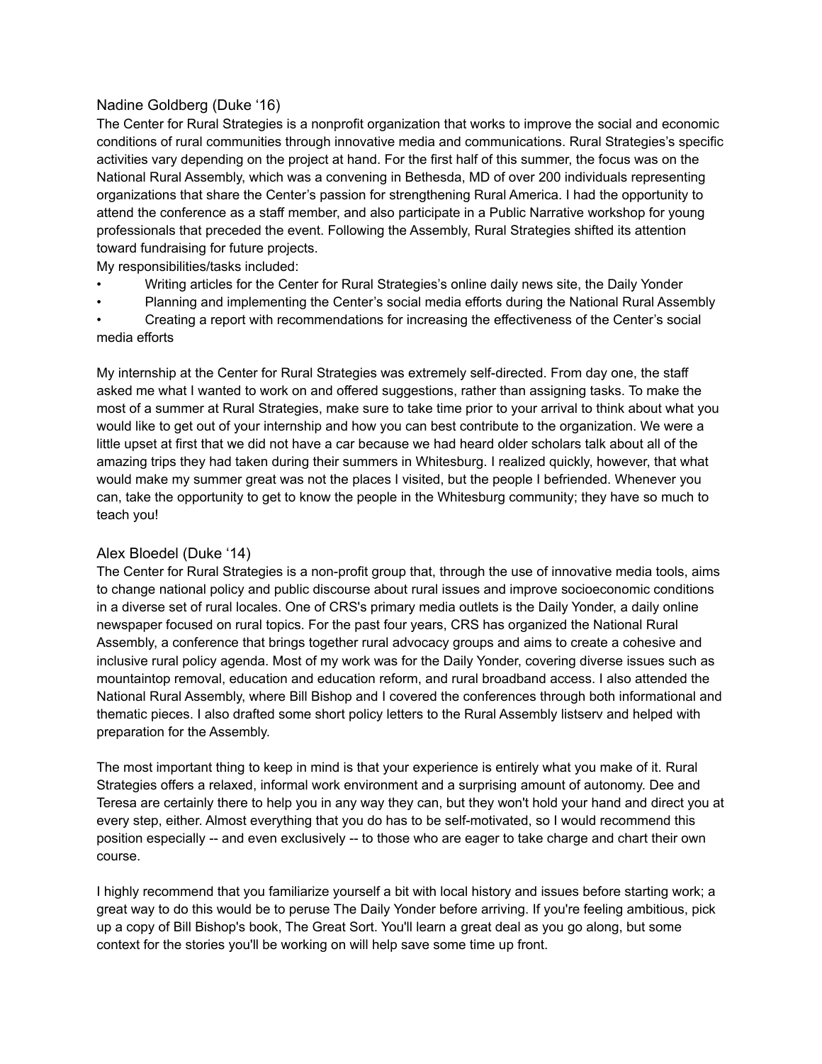### Nadine Goldberg (Duke '16)

The Center for Rural Strategies is a nonprofit organization that works to improve the social and economic conditions of rural communities through innovative media and communications. Rural Strategies's specific activities vary depending on the project at hand. For the first half of this summer, the focus was on the National Rural Assembly, which was a convening in Bethesda, MD of over 200 individuals representing organizations that share the Center's passion for strengthening Rural America. I had the opportunity to attend the conference as a staff member, and also participate in a Public Narrative workshop for young professionals that preceded the event. Following the Assembly, Rural Strategies shifted its attention toward fundraising for future projects.

My responsibilities/tasks included:

- Writing articles for the Center for Rural Strategies's online daily news site, the Daily Yonder
- Planning and implementing the Center's social media efforts during the National Rural Assembly
- Creating a report with recommendations for increasing the effectiveness of the Center's social media efforts

My internship at the Center for Rural Strategies was extremely self-directed. From day one, the staff asked me what I wanted to work on and offered suggestions, rather than assigning tasks. To make the most of a summer at Rural Strategies, make sure to take time prior to your arrival to think about what you would like to get out of your internship and how you can best contribute to the organization. We were a little upset at first that we did not have a car because we had heard older scholars talk about all of the amazing trips they had taken during their summers in Whitesburg. I realized quickly, however, that what would make my summer great was not the places I visited, but the people I befriended. Whenever you can, take the opportunity to get to know the people in the Whitesburg community; they have so much to teach you!

### Alex Bloedel (Duke '14)

The Center for Rural Strategies is a non-profit group that, through the use of innovative media tools, aims to change national policy and public discourse about rural issues and improve socioeconomic conditions in a diverse set of rural locales. One of CRS's primary media outlets is the Daily Yonder, a daily online newspaper focused on rural topics. For the past four years, CRS has organized the National Rural Assembly, a conference that brings together rural advocacy groups and aims to create a cohesive and inclusive rural policy agenda. Most of my work was for the Daily Yonder, covering diverse issues such as mountaintop removal, education and education reform, and rural broadband access. I also attended the National Rural Assembly, where Bill Bishop and I covered the conferences through both informational and thematic pieces. I also drafted some short policy letters to the Rural Assembly listserv and helped with preparation for the Assembly.

The most important thing to keep in mind is that your experience is entirely what you make of it. Rural Strategies offers a relaxed, informal work environment and a surprising amount of autonomy. Dee and Teresa are certainly there to help you in any way they can, but they won't hold your hand and direct you at every step, either. Almost everything that you do has to be self-motivated, so I would recommend this position especially -- and even exclusively -- to those who are eager to take charge and chart their own course.

I highly recommend that you familiarize yourself a bit with local history and issues before starting work; a great way to do this would be to peruse The Daily Yonder before arriving. If you're feeling ambitious, pick up a copy of Bill Bishop's book, The Great Sort. You'll learn a great deal as you go along, but some context for the stories you'll be working on will help save some time up front.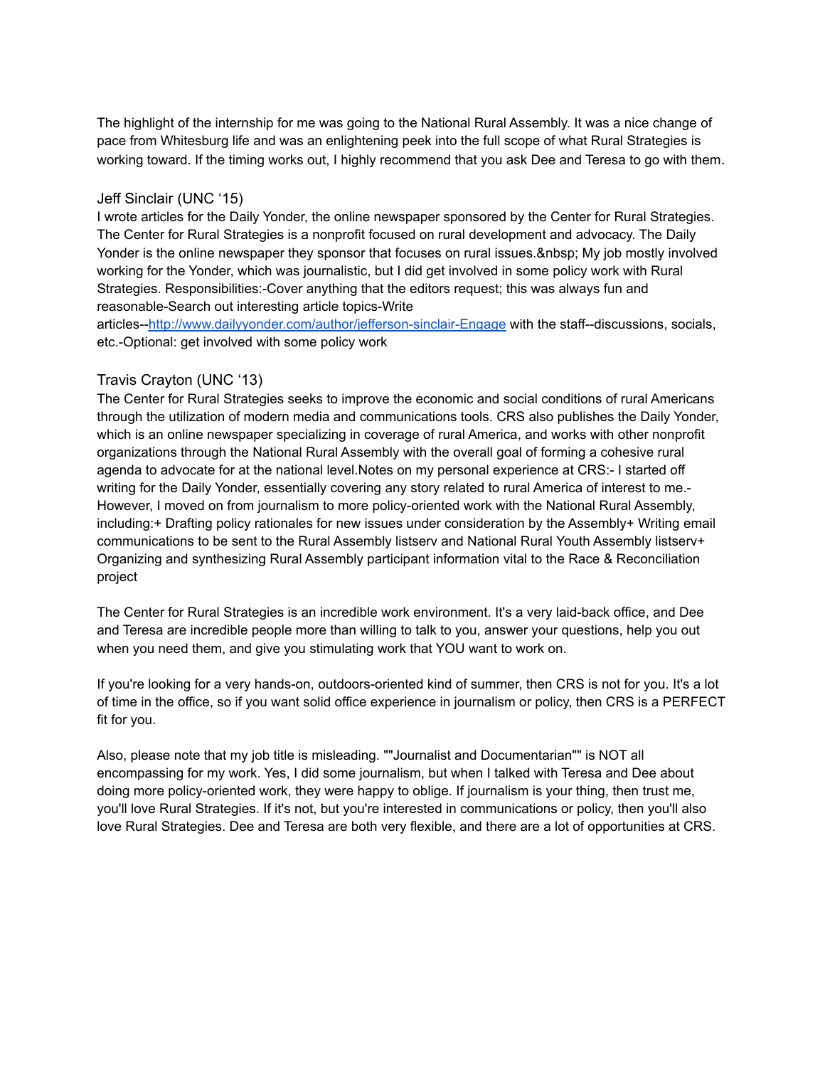The highlight of the internship for me was going to the National Rural Assembly. It was a nice change of pace from Whitesburg life and was an enlightening peek into the full scope of what Rural Strategies is working toward. If the timing works out, I highly recommend that you ask Dee and Teresa to go with them.

### Jeff Sinclair (UNC '15)

I wrote articles for the Daily Yonder, the online newspaper sponsored by the Center for Rural Strategies. The Center for Rural Strategies is a nonprofit focused on rural development and advocacy. The Daily Yonder is the online newspaper they sponsor that focuses on rural issues.&nbsp; My job mostly involved working for the Yonder, which was journalistic, but I did get involved in some policy work with Rural Strategies. Responsibilities:-Cover anything that the editors request; this was always fun and reasonable-Search out interesting article topics-Write articles--[http://www.dailyyonder.com/author/jefferson-sinclair-Engage](http://www.dailyyonder.com/author/jefferson-sinclair-Engage) with the staff--discussions, socials, etc.-Optional: get involved with some policy work

### Travis Crayton (UNC '13)

The Center for Rural Strategies seeks to improve the economic and social conditions of rural Americans through the utilization of modern media and communications tools. CRS also publishes the Daily Yonder, which is an online newspaper specializing in coverage of rural America, and works with other nonprofit organizations through the National Rural Assembly with the overall goal of forming a cohesive rural agenda to advocate for at the national level.Notes on my personal experience at CRS:- I started off writing for the Daily Yonder, essentially covering any story related to rural America of interest to me.- However, I moved on from journalism to more policy-oriented work with the National Rural Assembly, including:+ Drafting policy rationales for new issues under consideration by the Assembly+ Writing email communications to be sent to the Rural Assembly listserv and National Rural Youth Assembly listserv+ Organizing and synthesizing Rural Assembly participant information vital to the Race & Reconciliation project

The Center for Rural Strategies is an incredible work environment. It's a very laid-back office, and Dee and Teresa are incredible people more than willing to talk to you, answer your questions, help you out when you need them, and give you stimulating work that YOU want to work on.

If you're looking for a very hands-on, outdoors-oriented kind of summer, then CRS is not for you. It's a lot of time in the office, so if you want solid office experience in journalism or policy, then CRS is a PERFECT fit for you.

Also, please note that my job title is misleading. ""Journalist and Documentarian"" is NOT all encompassing for my work. Yes, I did some journalism, but when I talked with Teresa and Dee about doing more policy-oriented work, they were happy to oblige. If journalism is your thing, then trust me, you'll love Rural Strategies. If it's not, but you're interested in communications or policy, then you'll also love Rural Strategies. Dee and Teresa are both very flexible, and there are a lot of opportunities at CRS.